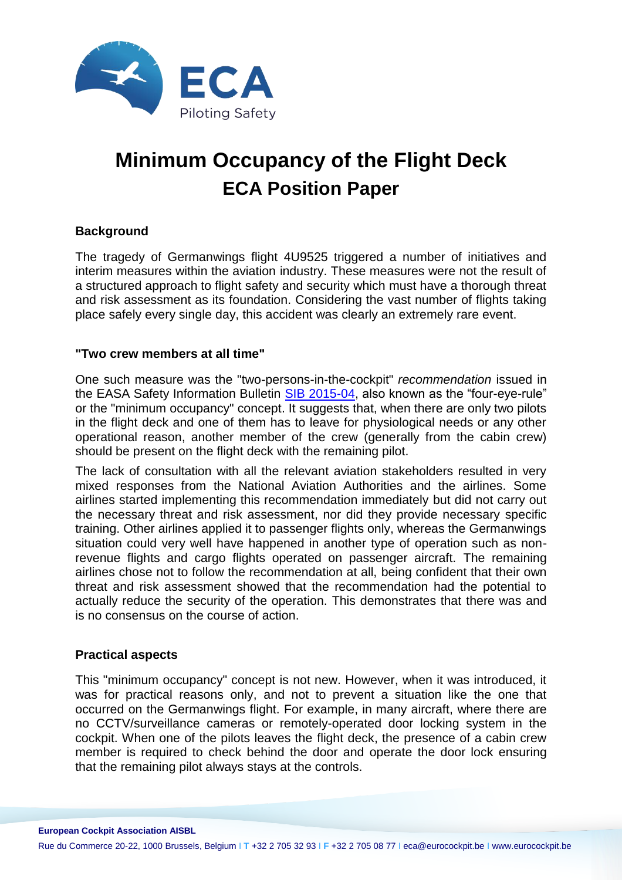# Minimum Occupancy of the Flight Deck

## ECA Position Paper

### Background

The tragedy of Germanwings flight 4U9525 triggered a number of initiatives and interim measures within the aviation industry. These measures were not the result of a structured approach to flight safety and security which must have a thorough threat and risk assessment as its foundation. Considering the vast number of flights taking place safely every single day, this accident was clearly an extremely rare event.

### "Two crew members at all time"

One such measure was the "two-persons-in-the-cockpit" *recommendation* issued in the EASA Safety Information Bulletin SIB 2015-04, also known as the "four-eye-rule" or the "minimum occupancy" concept. It suggests that, when there are only two pilots in the flight deck and one of them has to leave for physiological needs or any other operational reason, another member of the crew (generally from the cabin crew) should be present on the flight deck with the remaining pilot.

The lack of consultation with all the relevant aviation stakeholders resulted in very mixed responses from the National Aviation Authorities and the airlines. Some airlines started implementing this recommendation immediately but did not carry out the necessary threat and risk assessment, nor did they provide necessary specific training. Other airlines applied it to passenger flights only, whereas the Germanwings situation could very well have happened in another type of operation such as non-revenue flights and cargo flights operated on passenger aircraft. The remaining airlines chose not to follow the recommendation at all, being confident that their own threat and risk assessment showed that the recommendation had the potential to actually reduce the security of the operation. This demonstrates that there was and is no consensus on the course of action.

### Practical aspects

This "minimum occupancy" concept is not new. However, when it was introduced, it was for practical reasons only, and not to prevent a situation like the one that occurred on the Germanwings flight. For example, in many aircraft, where there are no CCTV/surveillance cameras or remotely-operated door locking system in the cockpit. When one of the pilots leaves the flight deck, the presence of a cabin crew member is required to check behind the door and operate the door lock ensuring that the remaining pilot always stays at the controls.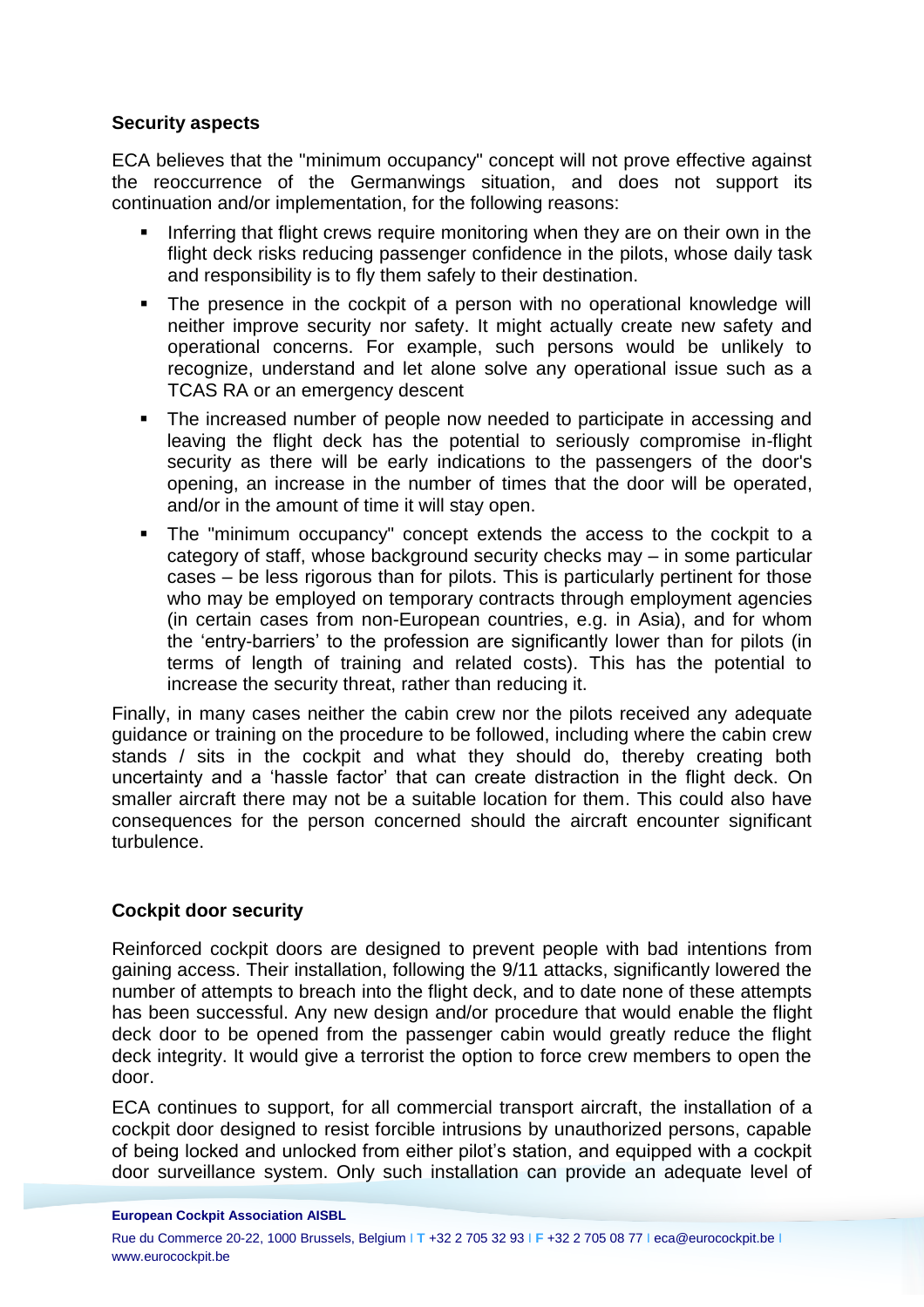**Security aspects**

ECA believes that the "minimum occupancy" concept will not prove effective against the reoccurrence of the Germanwings situation, and does not support its continuation and/or implementation, for the following reasons:

- Inferring that flight crews require monitoring when they are on their own in the flight deck risks reducing passenger confidence in the pilots, whose daily task and responsibility is to fly them safely to their destination.
- The presence in the cockpit of a person with no operational knowledge will neither improve security nor safety. It might actually create new safety and operational concerns. For example, such persons would be unlikely to recognize, understand and let alone solve any operational issue such as a TCAS RA or an emergency descent
- The increased number of people now needed to participate in accessing and leaving the flight deck has the potential to seriously compromise in-flight security as there will be early indications to the passengers of the door's opening, an increase in the number of times that the door will be operated, and/or in the amount of time it will stay open.
- The "minimum occupancy" concept extends the access to the cockpit to a category of staff, whose background security checks may – in some particular cases – be less rigorous than for pilots. This is particularly pertinent for those who may be employed on temporary contracts through employment agencies (in certain cases from non-European countries, e.g. in Asia), and for whom the 'entry-barriers' to the profession are significantly lower than for pilots (in terms of length of training and related costs). This has the potential to increase the security threat, rather than reducing it.

Finally, in many cases neither the cabin crew nor the pilots received any adequate guidance or training on the procedure to be followed, including where the cabin crew stands / sits in the cockpit and what they should do, thereby creating both uncertainty and a 'hassle factor' that can create distraction in the flight deck. On smaller aircraft there may not be a suitable location for them. This could also have consequences for the person concerned should the aircraft encounter significant turbulence.

**Cockpit door security**

Reinforced cockpit doors are designed to prevent people with bad intentions from gaining access. Their installation, following the 9/11 attacks, significantly lowered the number of attempts to breach into the flight deck, and to date none of these attempts has been successful. Any new design and/or procedure that would enable the flight deck door to be opened from the passenger cabin would greatly reduce the flight deck integrity. It would give a terrorist the option to force crew members to open the door.

ECA continues to support, for all commercial transport aircraft, the installation of a cockpit door designed to resist forcible intrusions by unauthorized persons, capable of being locked and unlocked from either pilot's station, and equipped with a cockpit door surveillance system. Only such installation can provide an adequate level of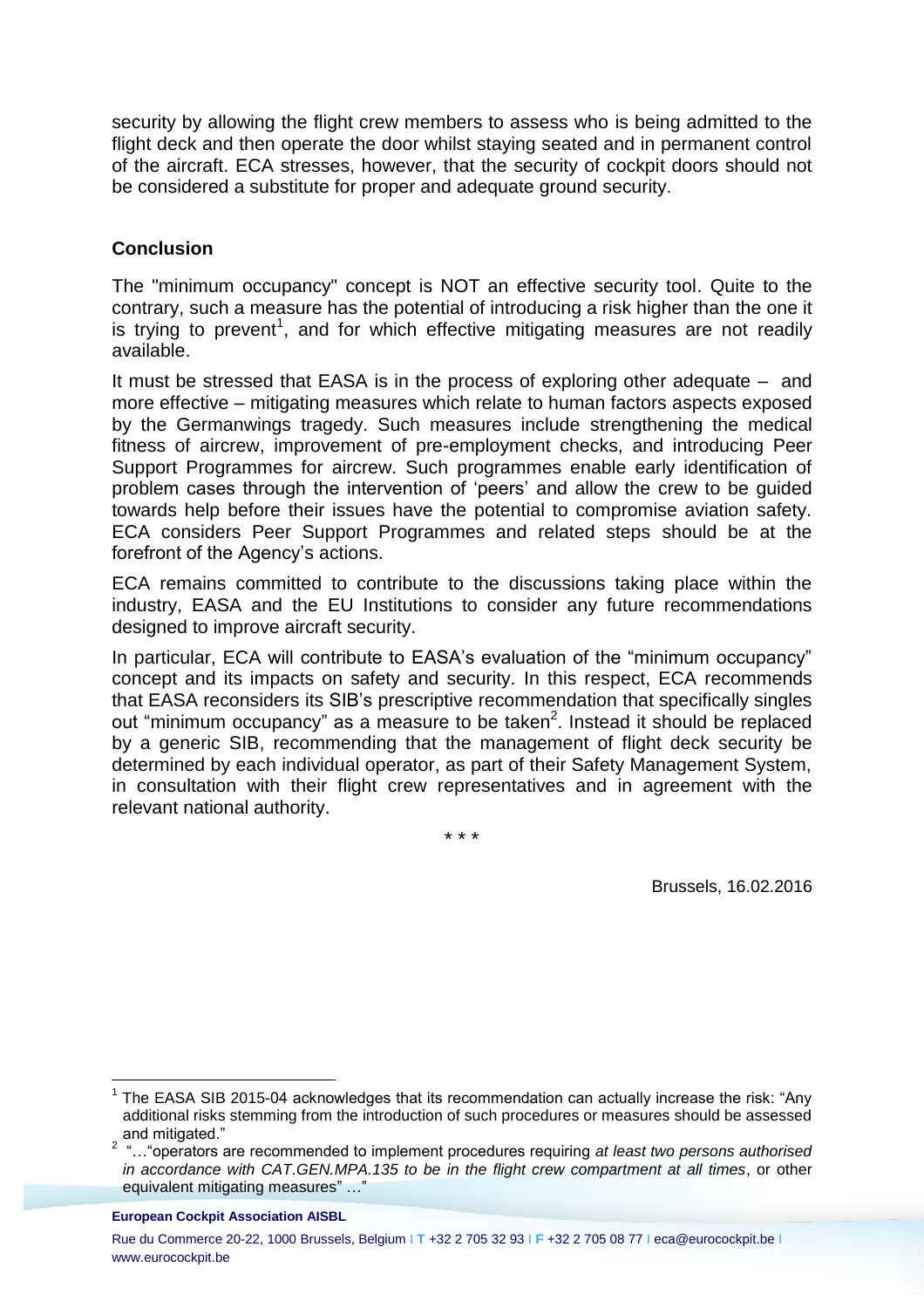security by allowing the flight crew members to assess who is being admitted to the flight deck and then operate the door whilst staying seated and in permanent control of the aircraft. ECA stresses, however, that the security of cockpit doors should not be considered a substitute for proper and adequate ground security.

## Conclusion

The "minimum occupancy" concept is NOT an effective security tool. Quite to the contrary, such a measure has the potential of introducing a risk higher than the one it is trying to prevent[1], and for which effective mitigating measures are not readily available.

It must be stressed that EASA is in the process of exploring other adequate – and more effective – mitigating measures which relate to human factors aspects exposed by the Germanwings tragedy. Such measures include strengthening the medical fitness of aircrew, improvement of pre-employment checks, and introducing Peer Support Programmes for aircrew. Such programmes enable early identification of problem cases through the intervention of 'peers' and allow the crew to be guided towards help before their issues have the potential to compromise aviation safety. ECA considers Peer Support Programmes and related steps should be at the forefront of the Agency's actions.

ECA remains committed to contribute to the discussions taking place within the industry, EASA and the EU Institutions to consider any future recommendations designed to improve aircraft security.

In particular, ECA will contribute to EASA's evaluation of the "minimum occupancy" concept and its impacts on safety and security. In this respect, ECA recommends that EASA reconsiders its SIB's prescriptive recommendation that specifically singles out "minimum occupancy" as a measure to be taken[2]. Instead it should be replaced by a generic SIB, recommending that the management of flight deck security be determined by each individual operator, as part of their Safety Management System, in consultation with their flight crew representatives and in agreement with the relevant national authority.

\* \* \*

Brussels, 16.02.2016

---

[1] The EASA SIB 2015-04 acknowledges that its recommendation can actually increase the risk: "Any additional risks stemming from the introduction of such procedures or measures should be assessed and mitigated."

[2] "…"operators are recommended to implement procedures requiring *at least two persons authorised in accordance with CAT.GEN.MPA.135 to be in the flight crew compartment at all times*, or other equivalent mitigating measures" …"

**European Cockpit Association AISBL**

Rue du Commerce 20-22, 1000 Brussels, Belgium | T +32 2 705 32 93 | F +32 2 705 08 77 | eca@eurocockpit.be | www.eurocockpit.be